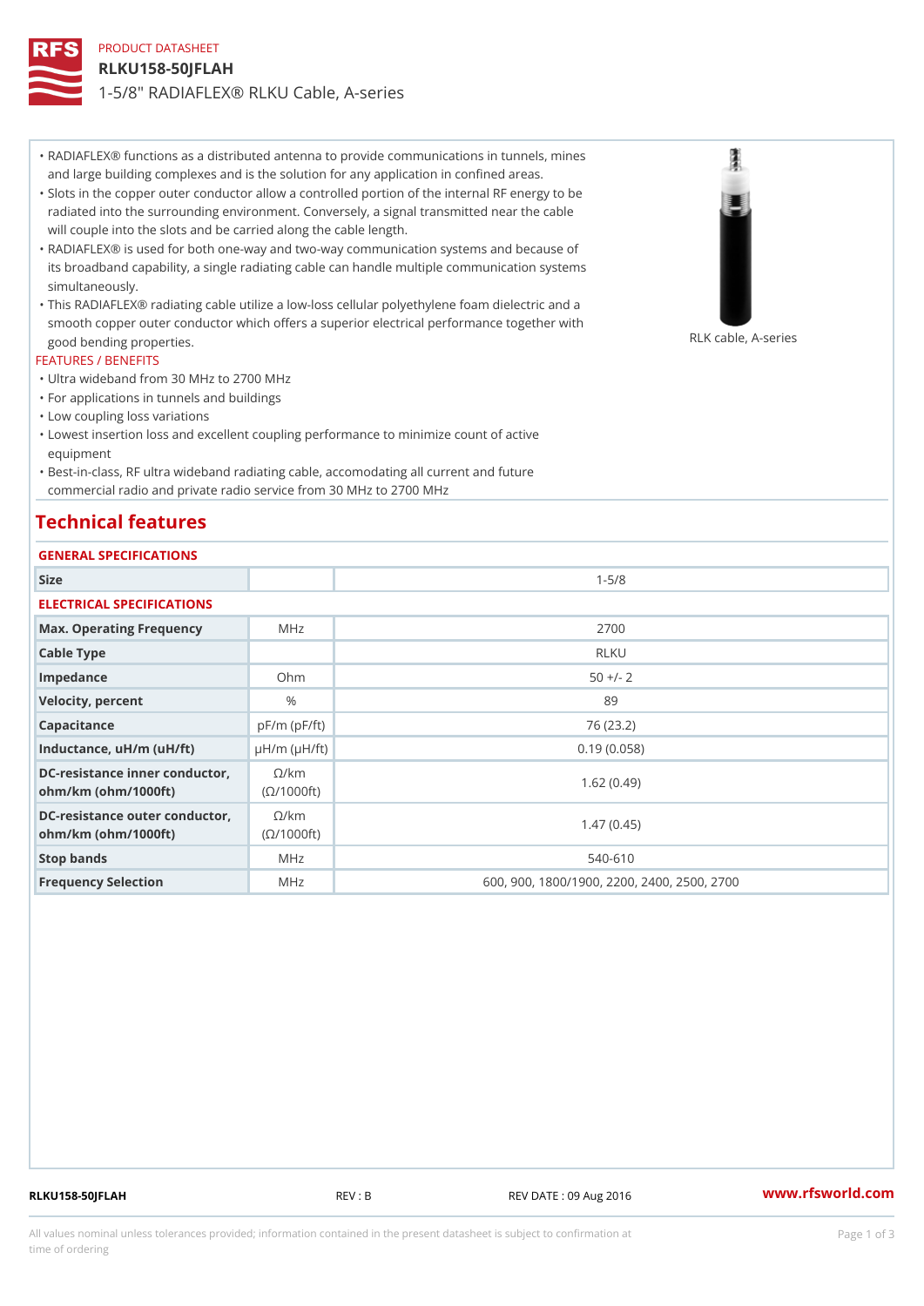PRODUCT DATASHEET

# RLKU158-50JFLAH

## 1-5/8" RADIAFLEX® RLKU Cable, A-series

- RADIAFLEX® functions as a distributed antenna to provide communications in tunnels, mines and large building complexes and is the solution for any application in confined areas.
- Slots in the copper outer conductor allow a controlled portion of the internal RF energy to be radiated into the surrounding environment. Conversely, a signal transmitted near the cable will couple into the slots and be carried along the cable length.
- RADIAFLEX® is used for both one-way and two-way communication systems and because of its broadband capability, a single radiating cable can handle multiple communication systems simultaneously.
- This RADIAFLEX® radiating cable utilize a low-loss cellular polyethylene foam dielectric and a smooth copper outer conductor which offers a superior electrical performance together with good bending properties.

RLK cable, A-series

### FEATURES / BENEFITS

- Ultra wideband from 30 MHz to 2700 MHz
- For applications in tunnels and buildings
- Low coupling loss variations
- Lowest insertion loss and excellent coupling performance to minimize count of active equipment
- Best-in-class, RF ultra wideband radiating cable, accomodating all current and future commercial radio and private radio service from 30 MHz to 2700 MHz

## Technical features

### GENERAL SPECIFICATIONS

| | | |
|---|---|---|
| Size | | 1-5/8 |

### ELECTRICAL SPECIFICATIONS

| | | |
|---|---|---|
| Max. Operating Frequency | MHz | 2700 |
| Cable Type | | RLKU |
| Impedance | Ohm | 50 +/- 2 |
| Velocity, percent | % | 89 |
| Capacitance | pF/m (pF/ft) | 76 (23.2) |
| Inductance, uH/m (uH/ft) | µH/m (µH/ft) | 0.19 (0.058) |
| DC-resistance inner conductor, ohm/km (ohm/1000ft) | Ω/km (Ω/1000ft) | 1.62 (0.49) |
| DC-resistance outer conductor, ohm/km (ohm/1000ft) | Ω/km (Ω/1000ft) | 1.47 (0.45) |
| Stop bands | MHz | 540-610 |
| Frequency Selection | MHz | 600, 900, 1800/1900, 2200, 2400, 2500, 2700 |

RLKU158-50JFLAH REV : B REV DATE : 09 Aug 2016 www.rfsworld.com

All values nominal unless tolerances provided; information contained in the present datasheet is subject to confirmation at time of ordering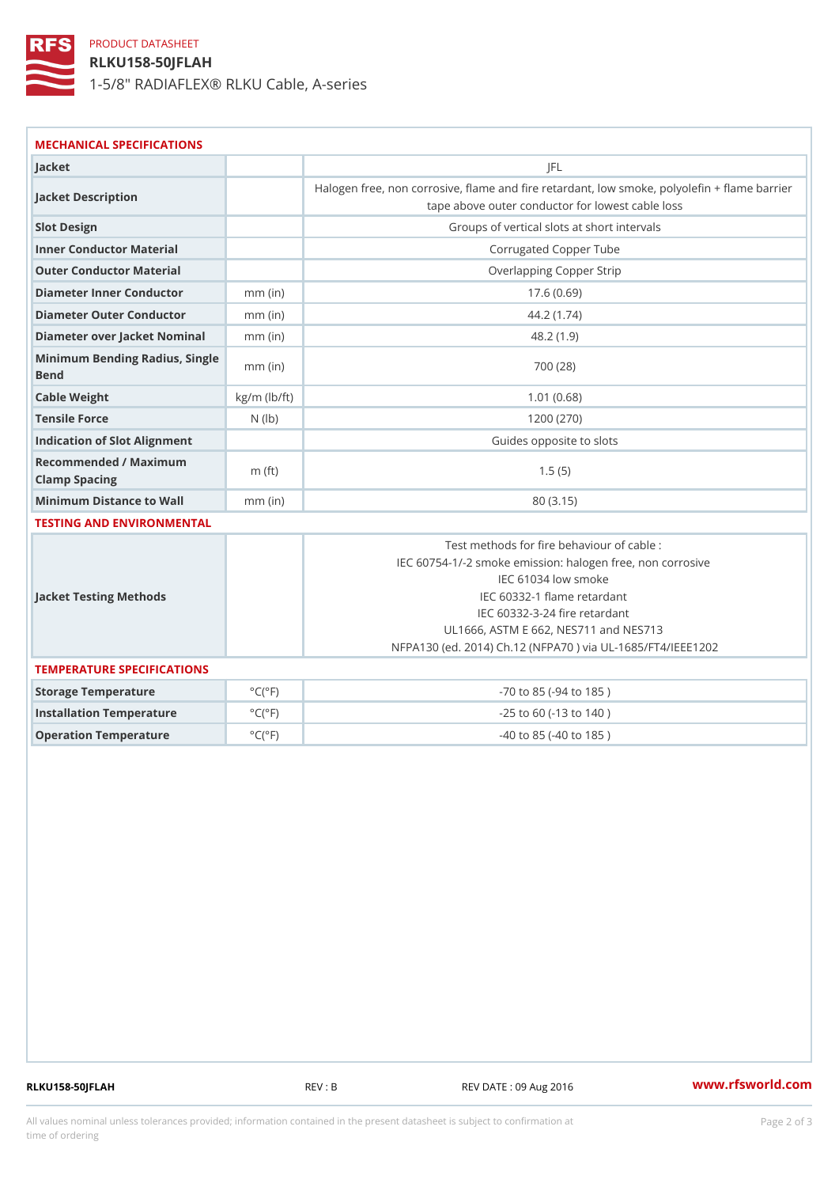PRODUCT DATASHEET

# RLKU158-50JFLAH

## 1-5/8" RADIAFLEX® RLKU Cable, A-series

### MECHANICAL SPECIFICATIONS

| | | |
|---|---|---|
| Jacket | | JFL |
| Jacket Description | | Halogen free, non corrosive, flame and fire retardant, low smoke, polyolefin + flame barrier tape above outer conductor for lowest cable loss |
| Slot Design | | Groups of vertical slots at short intervals |
| Inner Conductor Material | | Corrugated Copper Tube |
| Outer Conductor Material | | Overlapping Copper Strip |
| Diameter Inner Conductor | mm (in) | 17.6 (0.69) |
| Diameter Outer Conductor | mm (in) | 44.2 (1.74) |
| Diameter over Jacket Nominal | mm (in) | 48.2 (1.9) |
| Minimum Bending Radius, Single Bend | mm (in) | 700 (28) |
| Cable Weight | kg/m (lb/ft) | 1.01 (0.68) |
| Tensile Force | N (lb) | 1200 (270) |
| Indication of Slot Alignment | | Guides opposite to slots |
| Recommended / Maximum Clamp Spacing | m (ft) | 1.5 (5) |
| Minimum Distance to Wall | mm (in) | 80 (3.15) |

### TESTING AND ENVIRONMENTAL

| | | |
|---|---|---|
| Jacket Testing Methods | | Test methods for fire behaviour of cable :<br>IEC 60754-1/-2 smoke emission: halogen free, non corrosive<br>IEC 61034 low smoke<br>IEC 60332-1 flame retardant<br>IEC 60332-3-24 fire retardant<br>UL1666, ASTM E 662, NES711 and NES713<br>NFPA130 (ed. 2014) Ch.12 (NFPA70 ) via UL-1685/FT4/IEEE1202 |

### TEMPERATURE SPECIFICATIONS

| | | |
|---|---|---|
| Storage Temperature | °C(°F) | -70 to 85 (-94 to 185 ) |
| Installation Temperature | °C(°F) | -25 to 60 (-13 to 140 ) |
| Operation Temperature | °C(°F) | -40 to 85 (-40 to 185 ) |

RLKU158-50JFLAH REV : B REV DATE : 09 Aug 2016 www.rfsworld.com

All values nominal unless tolerances provided; information contained in the present datasheet is subject to confirmation at time of ordering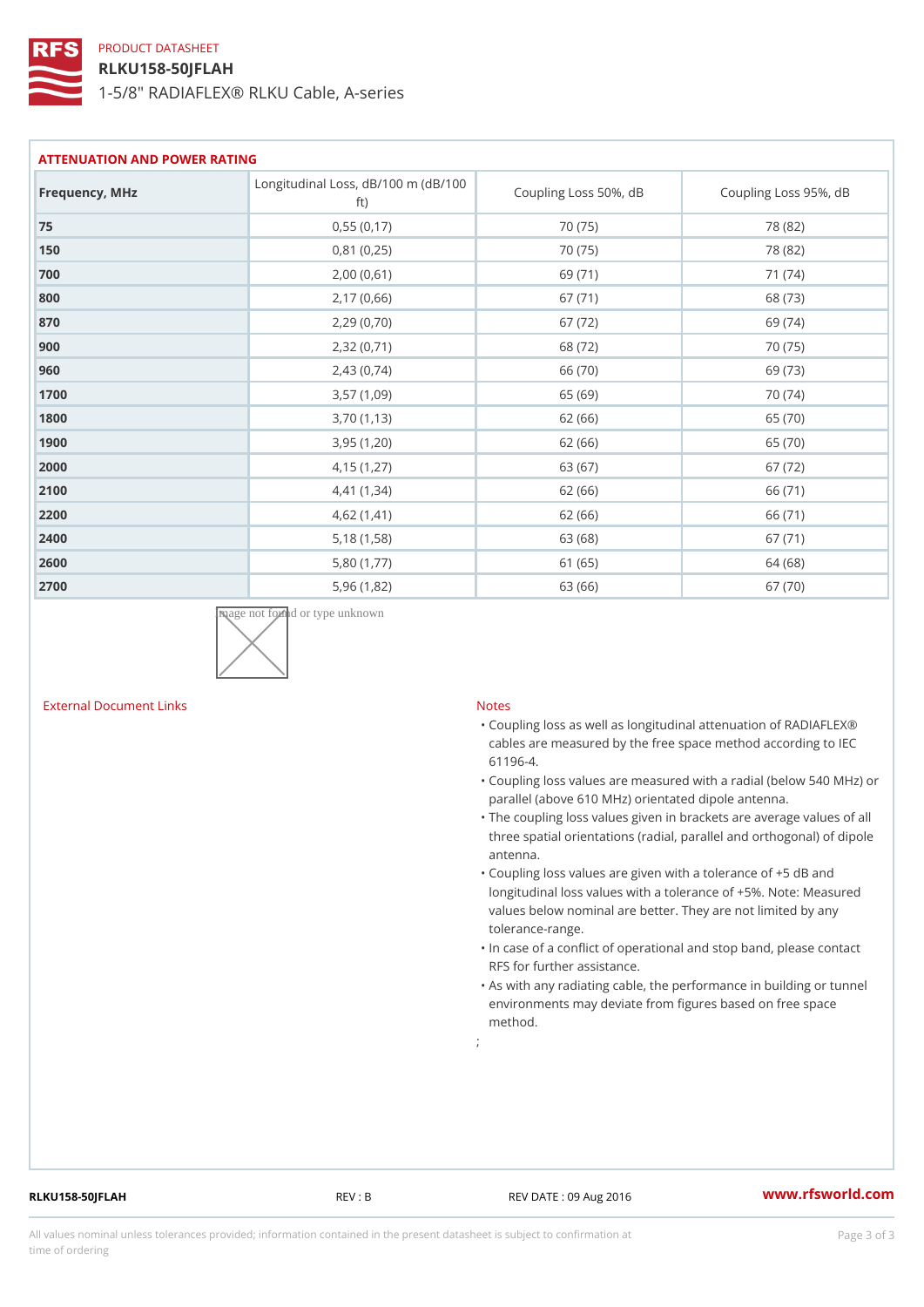PRODUCT DATASHEET

# RLKU158-50JFLAH

## 1-5/8" RADIAFLEX® RLKU Cable, A-series

### ATTENUATION AND POWER RATING

| Frequency, MHz | Longitudinal Loss, dB/100 m (dB/100 ft) | Coupling Loss 50%, dB | Coupling Loss 95%, dB |
|---|---|---|---|
| 75 | 0,55 (0,17) | 70 (75) | 78 (82) |
| 150 | 0,81 (0,25) | 70 (75) | 78 (82) |
| 700 | 2,00 (0,61) | 69 (71) | 71 (74) |
| 800 | 2,17 (0,66) | 67 (71) | 68 (73) |
| 870 | 2,29 (0,70) | 67 (72) | 69 (74) |
| 900 | 2,32 (0,71) | 68 (72) | 70 (75) |
| 960 | 2,43 (0,74) | 66 (70) | 69 (73) |
| 1700 | 3,57 (1,09) | 65 (69) | 70 (74) |
| 1800 | 3,70 (1,13) | 62 (66) | 65 (70) |
| 1900 | 3,95 (1,20) | 62 (66) | 65 (70) |
| 2000 | 4,15 (1,27) | 63 (67) | 67 (72) |
| 2100 | 4,41 (1,34) | 62 (66) | 66 (71) |
| 2200 | 4,62 (1,41) | 62 (66) | 66 (71) |
| 2400 | 5,18 (1,58) | 63 (68) | 67 (71) |
| 2600 | 5,80 (1,77) | 61 (65) | 64 (68) |
| 2700 | 5,96 (1,82) | 63 (66) | 67 (70) |

Image not found or type unknown

### External Document Links

### Notes

- Coupling loss as well as longitudinal attenuation of RADIAFLEX® cables are measured by the free space method according to IEC 61196-4.
- Coupling loss values are measured with a radial (below 540 MHz) or parallel (above 610 MHz) orientated dipole antenna.
- The coupling loss values given in brackets are average values of all three spatial orientations (radial, parallel and orthogonal) of dipole antenna.
- Coupling loss values are given with a tolerance of +5 dB and longitudinal loss values with a tolerance of +5%. Note: Measured values below nominal are better. They are not limited by any tolerance-range.
- In case of a conflict of operational and stop band, please contact RFS for further assistance.
- As with any radiating cable, the performance in building or tunnel environments may deviate from figures based on free space method.

;

RLKU158-50JFLAH REV : B REV DATE : 09 Aug 2016 www.rfsworld.com

All values nominal unless tolerances provided; information contained in the present datasheet is subject to confirmation at time of ordering